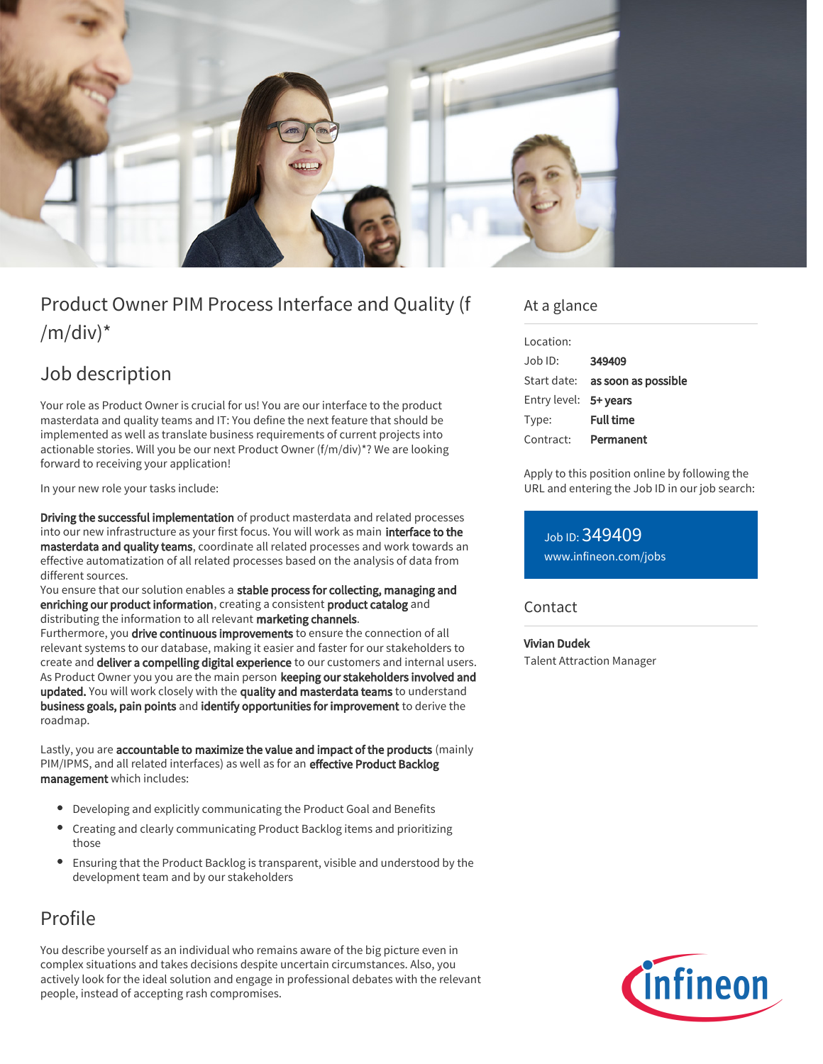# Product Owner PIM Process Interface and Quality (f /m/div)*

## Job description

Your role as Product Owner is crucial for us! You are our interface to the product masterdata and quality teams and IT: You define the next feature that should be implemented as well as translate business requirements of current projects into actionable stories. Will you be our next Product Owner (f/m/div)*? We are looking forward to receiving your application!

In your new role your tasks include:

**Driving the successful implementation** of product masterdata and related processes into our new infrastructure as your first focus. You will work as main **interface to the masterdata and quality teams**, coordinate all related processes and work towards an effective automatization of all related processes based on the analysis of data from different sources.
You ensure that our solution enables a **stable process for collecting, managing and enriching our product information**, creating a consistent **product catalog** and distributing the information to all relevant **marketing channels**.
Furthermore, you **drive continuous improvements** to ensure the connection of all relevant systems to our database, making it easier and faster for our stakeholders to create and **deliver a compelling digital experience** to our customers and internal users.
As Product Owner you you are the main person **keeping our stakeholders involved and updated.** You will work closely with the **quality and masterdata teams** to understand **business goals, pain points** and **identify opportunities for improvement** to derive the roadmap.

Lastly, you are **accountable to maximize the value and impact of the products** (mainly PIM/IPMS, and all related interfaces) as well as for an **effective Product Backlog management** which includes:

- Developing and explicitly communicating the Product Goal and Benefits
- Creating and clearly communicating Product Backlog items and prioritizing those
- Ensuring that the Product Backlog is transparent, visible and understood by the development team and by our stakeholders

## Profile

You describe yourself as an individual who remains aware of the big picture even in complex situations and takes decisions despite uncertain circumstances. Also, you actively look for the ideal solution and engage in professional debates with the relevant people, instead of accepting rash compromises.

## At a glance

| | |
|---|---|
| Location: | |
| Job ID: | **349409** |
| Start date: | **as soon as possible** |
| Entry level: | **5+ years** |
| Type: | **Full time** |
| Contract: | **Permanent** |

Apply to this position online by following the URL and entering the Job ID in our job search:

Job ID: 349409
www.infineon.com/jobs

## Contact

**Vivian Dudek**
Talent Attraction Manager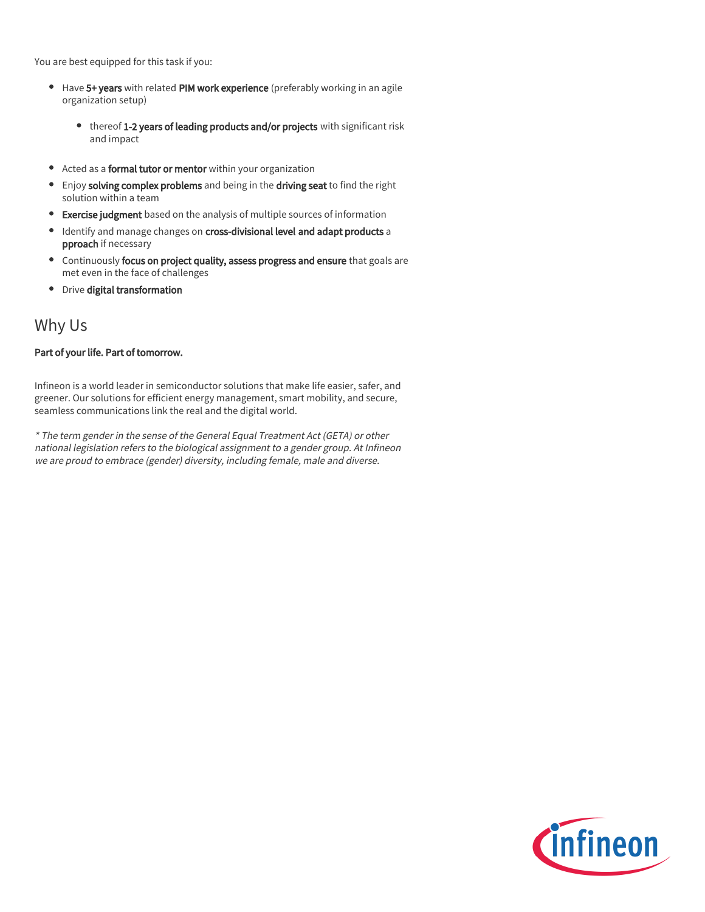You are best equipped for this task if you:

- Have **5+ years** with related **PIM work experience** (preferably working in an agile organization setup)
  - thereof **1-2 years of leading products and/or projects** with significant risk and impact
- Acted as a **formal tutor or mentor** within your organization
- Enjoy **solving complex problems** and being in the **driving seat** to find the right solution within a team
- **Exercise judgment** based on the analysis of multiple sources of information
- Identify and manage changes on **cross-divisional level and adapt products** a **pproach** if necessary
- Continuously **focus on project quality, assess progress and ensure** that goals are met even in the face of challenges
- Drive **digital transformation**

## Why Us

**Part of your life. Part of tomorrow.**

Infineon is a world leader in semiconductor solutions that make life easier, safer, and greener. Our solutions for efficient energy management, smart mobility, and secure, seamless communications link the real and the digital world.

*\* The term gender in the sense of the General Equal Treatment Act (GETA) or other national legislation refers to the biological assignment to a gender group. At Infineon we are proud to embrace (gender) diversity, including female, male and diverse.*